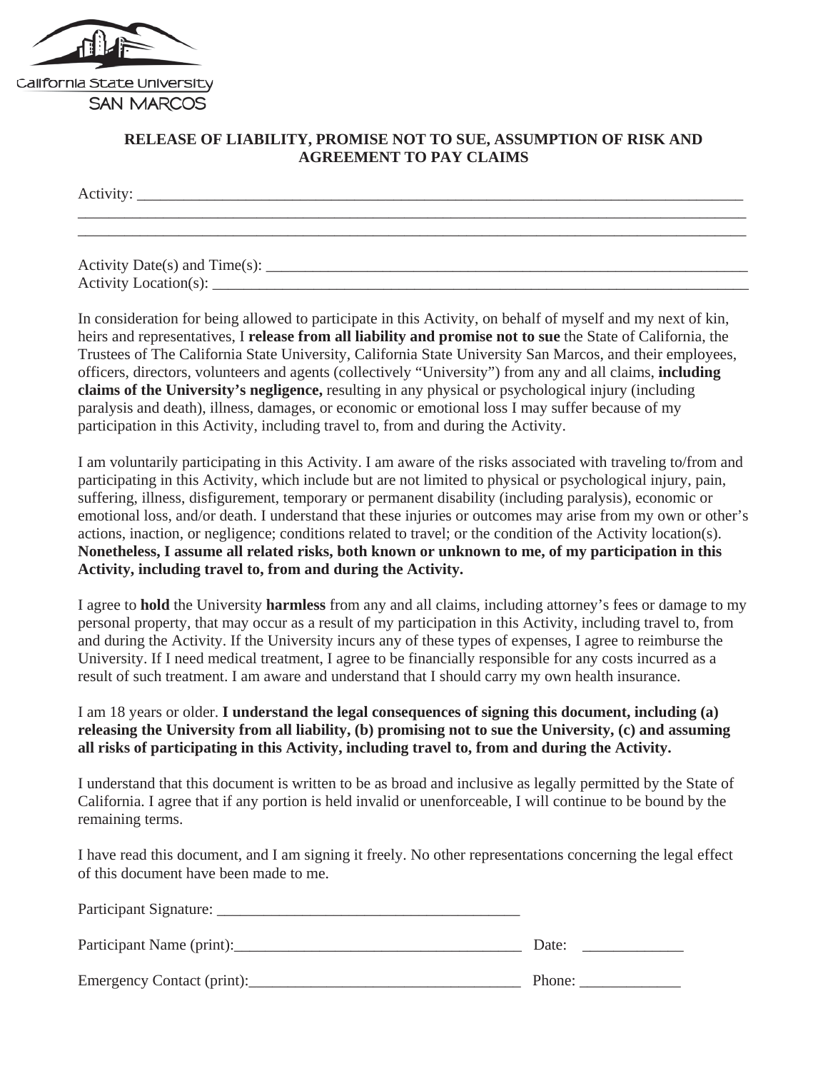California State University
SAN MARCOS

# RELEASE OF LIABILITY, PROMISE NOT TO SUE, ASSUMPTION OF RISK AND AGREEMENT TO PAY CLAIMS

Activity: ___________________________________________________________________________
_____________________________________________________________________________________
_____________________________________________________________________________________

Activity Date(s) and Time(s): _______________________________________________________
Activity Location(s): ______________________________________________________________

In consideration for being allowed to participate in this Activity, on behalf of myself and my next of kin, heirs and representatives, I **release from all liability and promise not to sue** the State of California, the Trustees of The California State University, California State University San Marcos, and their employees, officers, directors, volunteers and agents (collectively "University") from any and all claims, **including claims of the University's negligence,** resulting in any physical or psychological injury (including paralysis and death), illness, damages, or economic or emotional loss I may suffer because of my participation in this Activity, including travel to, from and during the Activity.

I am voluntarily participating in this Activity. I am aware of the risks associated with traveling to/from and participating in this Activity, which include but are not limited to physical or psychological injury, pain, suffering, illness, disfigurement, temporary or permanent disability (including paralysis), economic or emotional loss, and/or death. I understand that these injuries or outcomes may arise from my own or other's actions, inaction, or negligence; conditions related to travel; or the condition of the Activity location(s). **Nonetheless, I assume all related risks, both known or unknown to me, of my participation in this Activity, including travel to, from and during the Activity.**

I agree to **hold** the University **harmless** from any and all claims, including attorney's fees or damage to my personal property, that may occur as a result of my participation in this Activity, including travel to, from and during the Activity. If the University incurs any of these types of expenses, I agree to reimburse the University. If I need medical treatment, I agree to be financially responsible for any costs incurred as a result of such treatment. I am aware and understand that I should carry my own health insurance.

I am 18 years or older. **I understand the legal consequences of signing this document, including (a) releasing the University from all liability, (b) promising not to sue the University, (c) and assuming all risks of participating in this Activity, including travel to, from and during the Activity.**

I understand that this document is written to be as broad and inclusive as legally permitted by the State of California. I agree that if any portion is held invalid or unenforceable, I will continue to be bound by the remaining terms.

I have read this document, and I am signing it freely. No other representations concerning the legal effect of this document have been made to me.

Participant Signature: ________________________________________

Participant Name (print):_____________________________________ Date: _____________

Emergency Contact (print):___________________________________ Phone: _____________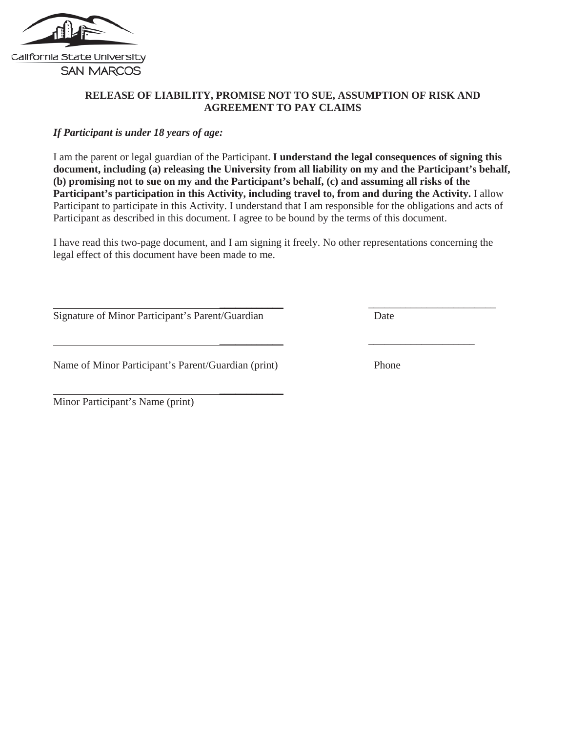California State University
SAN MARCOS

**RELEASE OF LIABILITY, PROMISE NOT TO SUE, ASSUMPTION OF RISK AND AGREEMENT TO PAY CLAIMS**

***If Participant is under 18 years of age:***

I am the parent or legal guardian of the Participant. **I understand the legal consequences of signing this document, including (a) releasing the University from all liability on my and the Participant's behalf, (b) promising not to sue on my and the Participant's behalf, (c) and assuming all risks of the Participant's participation in this Activity, including travel to, from and during the Activity.** I allow Participant to participate in this Activity. I understand that I am responsible for the obligations and acts of Participant as described in this document. I agree to be bound by the terms of this document.

I have read this two-page document, and I am signing it freely. No other representations concerning the legal effect of this document have been made to me.

_______________________________________________ &nbsp;&nbsp;&nbsp;&nbsp; _________________________

Signature of Minor Participant's Parent/Guardian &nbsp;&nbsp;&nbsp;&nbsp; Date

_______________________________________________ &nbsp;&nbsp;&nbsp;&nbsp; _____________________

Name of Minor Participant's Parent/Guardian (print) &nbsp;&nbsp;&nbsp;&nbsp; Phone

_______________________________________________

Minor Participant's Name (print)